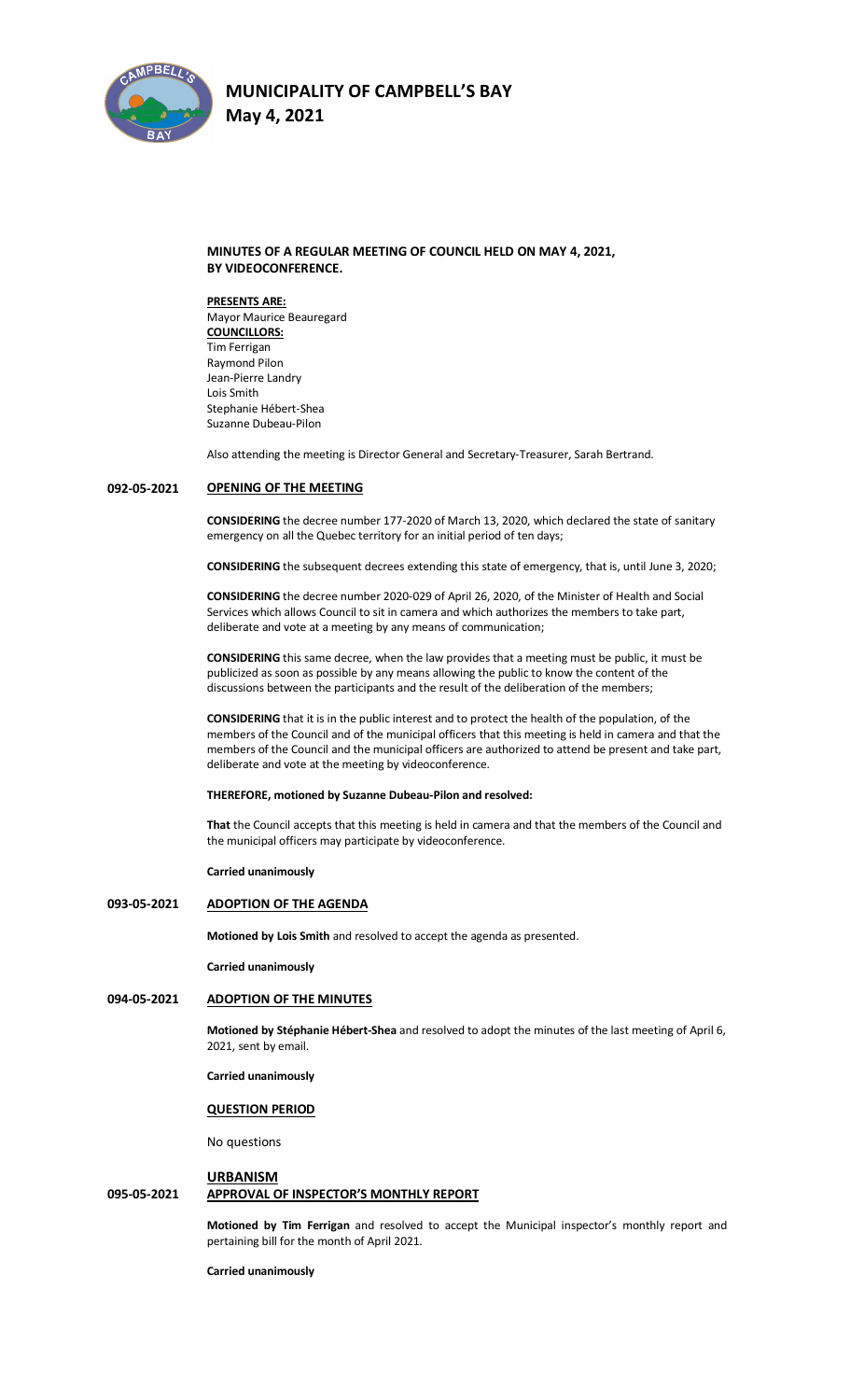# MUNICIPALITY OF CAMPBELL'S BAY
## May 4, 2021

**MINUTES OF A REGULAR MEETING OF COUNCIL HELD ON MAY 4, 2021, BY VIDEOCONFERENCE.**

**PRESENTS ARE:**
Mayor Maurice Beauregard
**COUNCILLORS:**
Tim Ferrigan
Raymond Pilon
Jean-Pierre Landry
Lois Smith
Stephanie Hébert-Shea
Suzanne Dubeau-Pilon

Also attending the meeting is Director General and Secretary-Treasurer, Sarah Bertrand.

**092-05-2021 OPENING OF THE MEETING**

**CONSIDERING** the decree number 177-2020 of March 13, 2020, which declared the state of sanitary emergency on all the Quebec territory for an initial period of ten days;

**CONSIDERING** the subsequent decrees extending this state of emergency, that is, until June 3, 2020;

**CONSIDERING** the decree number 2020-029 of April 26, 2020, of the Minister of Health and Social Services which allows Council to sit in camera and which authorizes the members to take part, deliberate and vote at a meeting by any means of communication;

**CONSIDERING** this same decree, when the law provides that a meeting must be public, it must be publicized as soon as possible by any means allowing the public to know the content of the discussions between the participants and the result of the deliberation of the members;

**CONSIDERING** that it is in the public interest and to protect the health of the population, of the members of the Council and of the municipal officers that this meeting is held in camera and that the members of the Council and the municipal officers are authorized to attend be present and take part, deliberate and vote at the meeting by videoconference.

**THEREFORE, motioned by Suzanne Dubeau-Pilon and resolved:**

**That** the Council accepts that this meeting is held in camera and that the members of the Council and the municipal officers may participate by videoconference.

**Carried unanimously**

**093-05-2021 ADOPTION OF THE AGENDA**

**Motioned by Lois Smith** and resolved to accept the agenda as presented.

**Carried unanimously**

**094-05-2021 ADOPTION OF THE MINUTES**

**Motioned by Stéphanie Hébert-Shea** and resolved to adopt the minutes of the last meeting of April 6, 2021, sent by email.

**Carried unanimously**

**QUESTION PERIOD**

No questions

**URBANISM**

**095-05-2021 APPROVAL OF INSPECTOR'S MONTHLY REPORT**

**Motioned by Tim Ferrigan** and resolved to accept the Municipal inspector's monthly report and pertaining bill for the month of April 2021.

**Carried unanimously**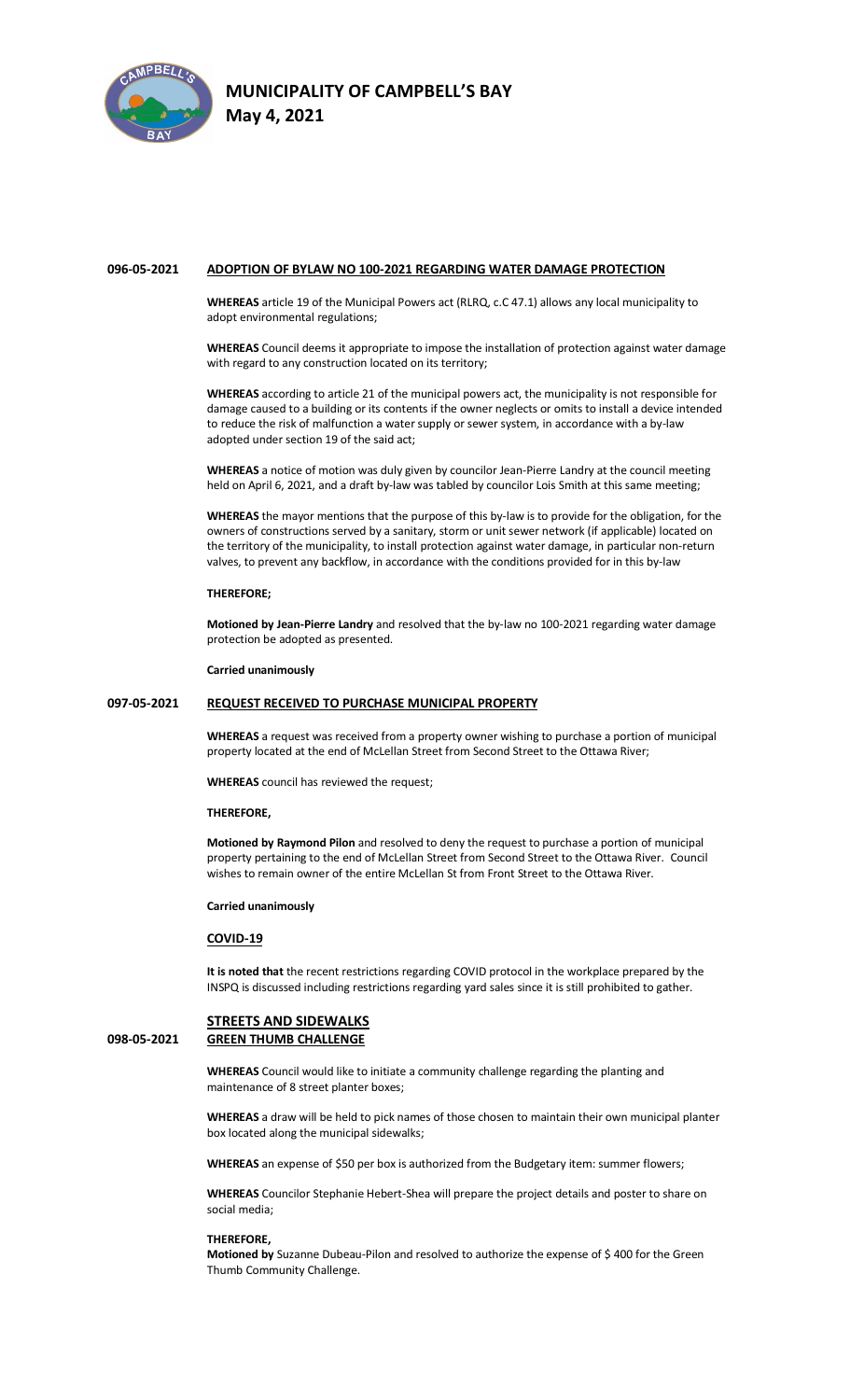**096-05-2021 ADOPTION OF BYLAW NO 100-2021 REGARDING WATER DAMAGE PROTECTION**

**WHEREAS** article 19 of the Municipal Powers act (RLRQ, c.C 47.1) allows any local municipality to adopt environmental regulations;

**WHEREAS** Council deems it appropriate to impose the installation of protection against water damage with regard to any construction located on its territory;

**WHEREAS** according to article 21 of the municipal powers act, the municipality is not responsible for damage caused to a building or its contents if the owner neglects or omits to install a device intended to reduce the risk of malfunction a water supply or sewer system, in accordance with a by-law adopted under section 19 of the said act;

**WHEREAS** a notice of motion was duly given by councilor Jean-Pierre Landry at the council meeting held on April 6, 2021, and a draft by-law was tabled by councilor Lois Smith at this same meeting;

**WHEREAS** the mayor mentions that the purpose of this by-law is to provide for the obligation, for the owners of constructions served by a sanitary, storm or unit sewer network (if applicable) located on the territory of the municipality, to install protection against water damage, in particular non-return valves, to prevent any backflow, in accordance with the conditions provided for in this by-law

**THEREFORE;**

**Motioned by Jean-Pierre Landry** and resolved that the by-law no 100-2021 regarding water damage protection be adopted as presented.

**Carried unanimously**

**097-05-2021 REQUEST RECEIVED TO PURCHASE MUNICIPAL PROPERTY**

**WHEREAS** a request was received from a property owner wishing to purchase a portion of municipal property located at the end of McLellan Street from Second Street to the Ottawa River;

**WHEREAS** council has reviewed the request;

**THEREFORE,**

**Motioned by Raymond Pilon** and resolved to deny the request to purchase a portion of municipal property pertaining to the end of McLellan Street from Second Street to the Ottawa River. Council wishes to remain owner of the entire McLellan St from Front Street to the Ottawa River.

**Carried unanimously**

**COVID-19**

**It is noted that** the recent restrictions regarding COVID protocol in the workplace prepared by the INSPQ is discussed including restrictions regarding yard sales since it is still prohibited to gather.

**STREETS AND SIDEWALKS**

**098-05-2021 GREEN THUMB CHALLENGE**

**WHEREAS** Council would like to initiate a community challenge regarding the planting and maintenance of 8 street planter boxes;

**WHEREAS** a draw will be held to pick names of those chosen to maintain their own municipal planter box located along the municipal sidewalks;

**WHEREAS** an expense of $50 per box is authorized from the Budgetary item: summer flowers;

**WHEREAS** Councilor Stephanie Hebert-Shea will prepare the project details and poster to share on social media;

**THEREFORE,**

**Motioned by** Suzanne Dubeau-Pilon and resolved to authorize the expense of $ 400 for the Green Thumb Community Challenge.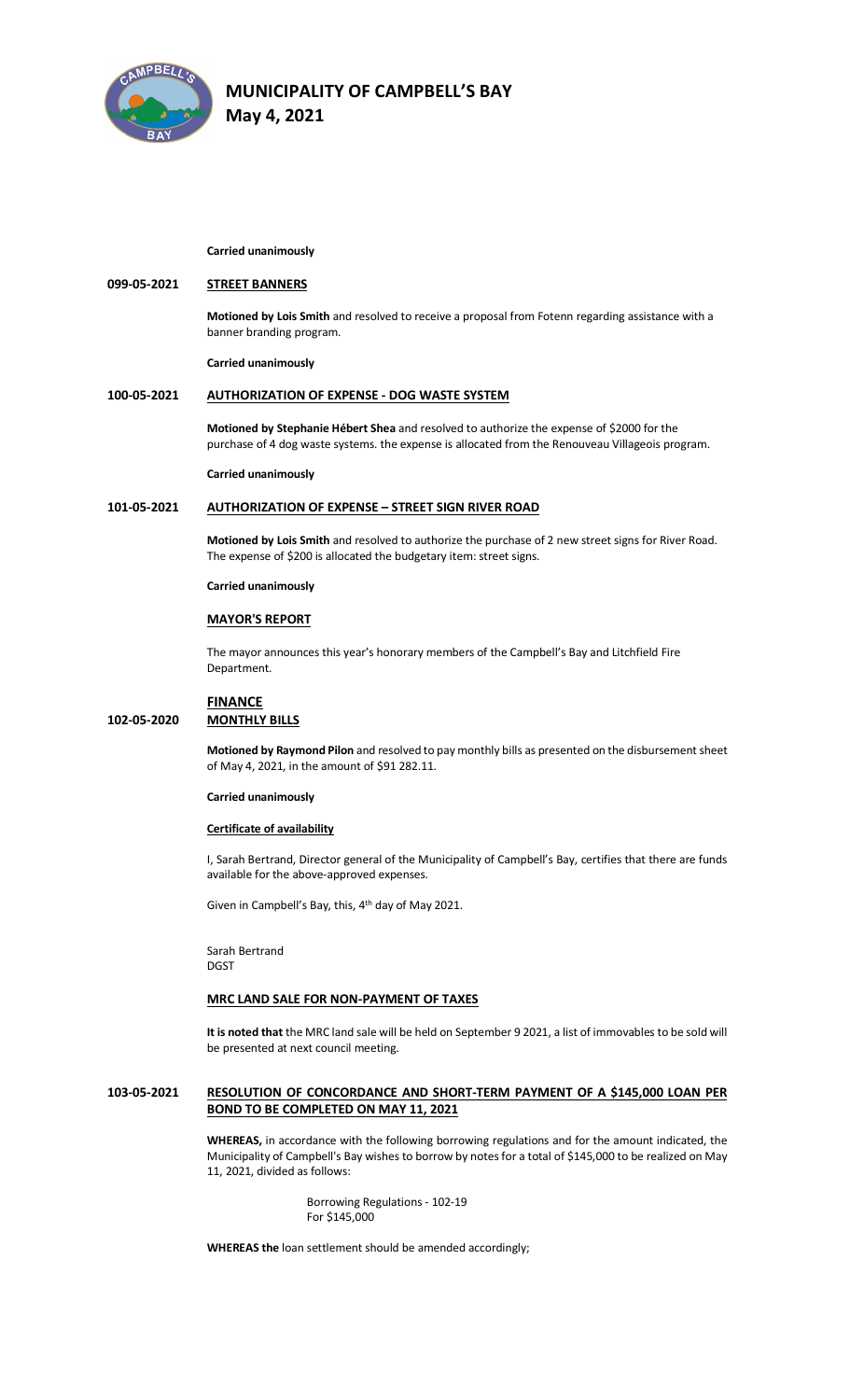**Carried unanimously**

**099-05-2021 STREET BANNERS**

**Motioned by Lois Smith** and resolved to receive a proposal from Fotenn regarding assistance with a banner branding program.

**Carried unanimously**

**100-05-2021 AUTHORIZATION OF EXPENSE - DOG WASTE SYSTEM**

**Motioned by Stephanie Hébert Shea** and resolved to authorize the expense of $2000 for the purchase of 4 dog waste systems. the expense is allocated from the Renouveau Villageois program.

**Carried unanimously**

**101-05-2021 AUTHORIZATION OF EXPENSE – STREET SIGN RIVER ROAD**

**Motioned by Lois Smith** and resolved to authorize the purchase of 2 new street signs for River Road. The expense of $200 is allocated the budgetary item: street signs.

**Carried unanimously**

**MAYOR'S REPORT**

The mayor announces this year's honorary members of the Campbell's Bay and Litchfield Fire Department.

**FINANCE**

**102-05-2020 MONTHLY BILLS**

**Motioned by Raymond Pilon** and resolved to pay monthly bills as presented on the disbursement sheet of May 4, 2021, in the amount of $91 282.11.

**Carried unanimously**

**Certificate of availability**

I, Sarah Bertrand, Director general of the Municipality of Campbell's Bay, certifies that there are funds available for the above-approved expenses.

Given in Campbell's Bay, this, 4th day of May 2021.

Sarah Bertrand
DGST

**MRC LAND SALE FOR NON-PAYMENT OF TAXES**

**It is noted that** the MRC land sale will be held on September 9 2021, a list of immovables to be sold will be presented at next council meeting.

**103-05-2021 RESOLUTION OF CONCORDANCE AND SHORT-TERM PAYMENT OF A $145,000 LOAN PER BOND TO BE COMPLETED ON MAY 11, 2021**

**WHEREAS,** in accordance with the following borrowing regulations and for the amount indicated, the Municipality of Campbell's Bay wishes to borrow by notes for a total of $145,000 to be realized on May 11, 2021, divided as follows:

Borrowing Regulations - 102-19
For $145,000

**WHEREAS the** loan settlement should be amended accordingly;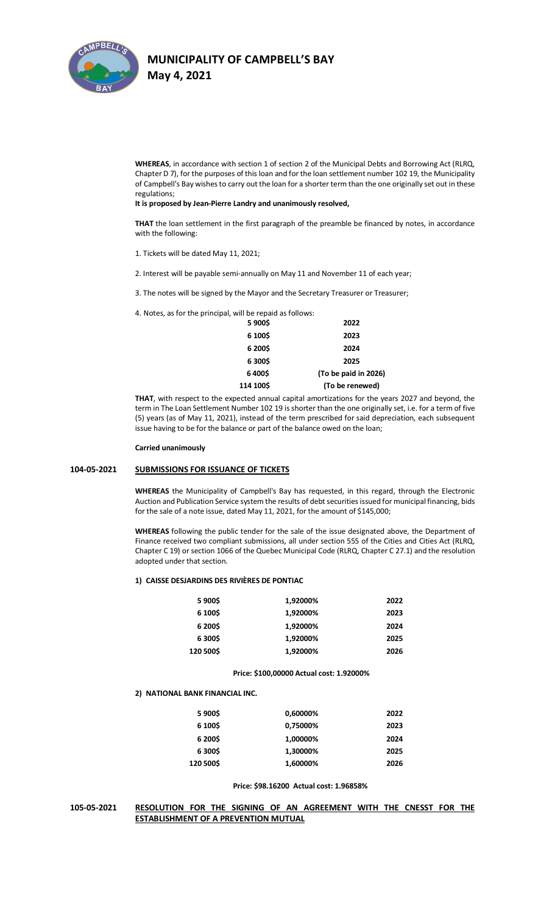**WHEREAS**, in accordance with section 1 of section 2 of the Municipal Debts and Borrowing Act (RLRQ, Chapter D 7), for the purposes of this loan and for the loan settlement number 102 19, the Municipality of Campbell's Bay wishes to carry out the loan for a shorter term than the one originally set out in these regulations;

**It is proposed by Jean-Pierre Landry and unanimously resolved,**

**THAT** the loan settlement in the first paragraph of the preamble be financed by notes, in accordance with the following:

1. Tickets will be dated May 11, 2021;

2. Interest will be payable semi-annually on May 11 and November 11 of each year;

3. The notes will be signed by the Mayor and the Secretary Treasurer or Treasurer;

4. Notes, as for the principal, will be repaid as follows:

| | |
|---|---|
| **5 900$** | **2022** |
| **6 100$** | **2023** |
| **6 200$** | **2024** |
| **6 300$** | **2025** |
| **6 400$** | **(To be paid in 2026)** |
| **114 100$** | **(To be renewed)** |

**THAT**, with respect to the expected annual capital amortizations for the years 2027 and beyond, the term in The Loan Settlement Number 102 19 is shorter than the one originally set, i.e. for a term of five (5) years (as of May 11, 2021), instead of the term prescribed for said depreciation, each subsequent issue having to be for the balance or part of the balance owed on the loan;

**Carried unanimously**

## 104-05-2021 SUBMISSIONS FOR ISSUANCE OF TICKETS

**WHEREAS** the Municipality of Campbell's Bay has requested, in this regard, through the Electronic Auction and Publication Service system the results of debt securities issued for municipal financing, bids for the sale of a note issue, dated May 11, 2021, for the amount of $145,000;

**WHEREAS** following the public tender for the sale of the issue designated above, the Department of Finance received two compliant submissions, all under section 555 of the Cities and Cities Act (RLRQ, Chapter C 19) or section 1066 of the Quebec Municipal Code (RLRQ, Chapter C 27.1) and the resolution adopted under that section.

### 1) CAISSE DESJARDINS DES RIVIÈRES DE PONTIAC

| | | |
|---|---|---|
| **5 900$** | **1,92000%** | **2022** |
| **6 100$** | **1,92000%** | **2023** |
| **6 200$** | **1,92000%** | **2024** |
| **6 300$** | **1,92000%** | **2025** |
| **120 500$** | **1,92000%** | **2026** |

**Price: $100,00000 Actual cost: 1.92000%**

### 2) NATIONAL BANK FINANCIAL INC.

| | | |
|---|---|---|
| **5 900$** | **0,60000%** | **2022** |
| **6 100$** | **0,75000%** | **2023** |
| **6 200$** | **1,00000%** | **2024** |
| **6 300$** | **1,30000%** | **2025** |
| **120 500$** | **1,60000%** | **2026** |

**Price: $98.16200 Actual cost: 1.96858%**

## 105-05-2021 RESOLUTION FOR THE SIGNING OF AN AGREEMENT WITH THE CNESST FOR THE ESTABLISHMENT OF A PREVENTION MUTUAL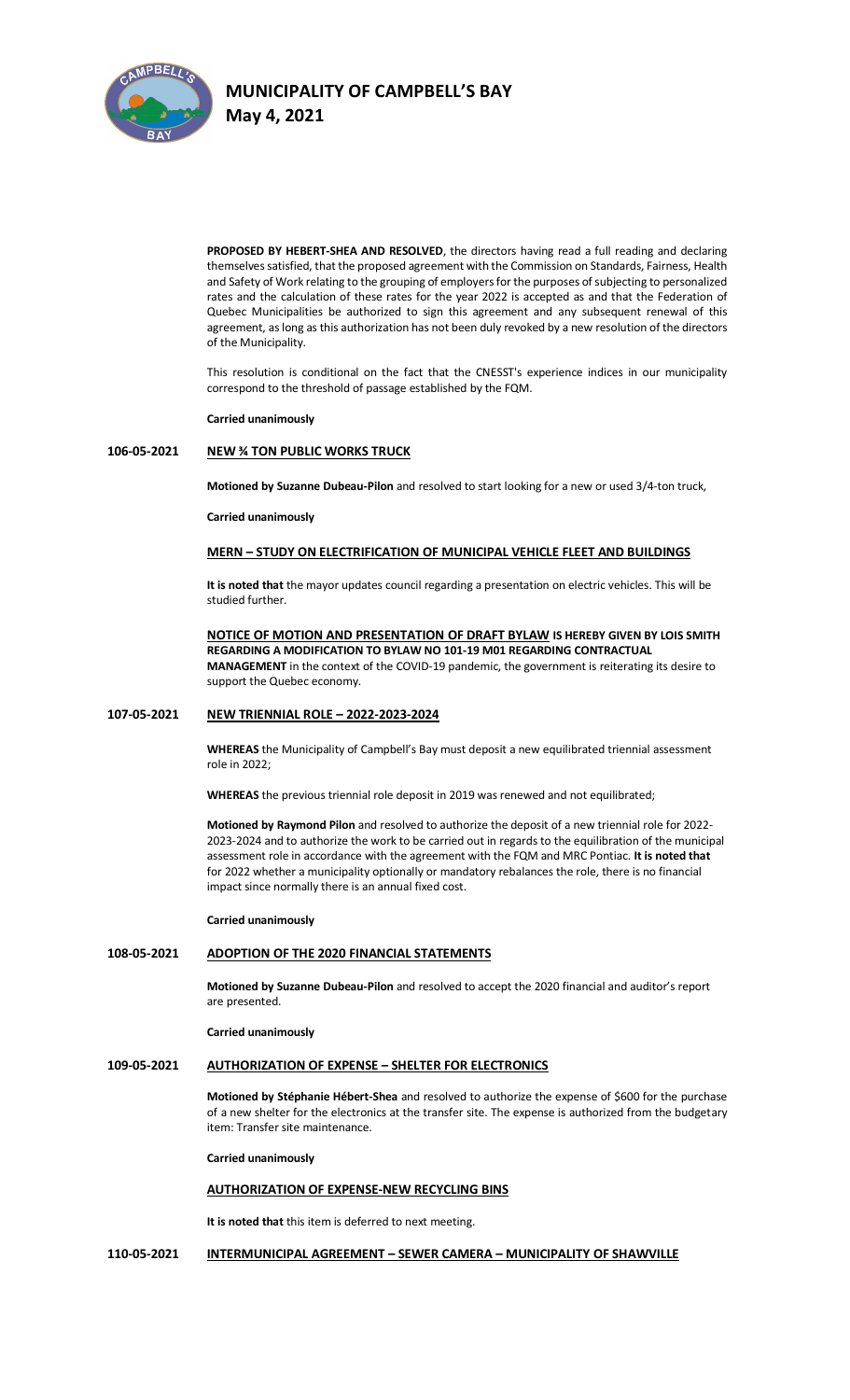**PROPOSED BY HEBERT-SHEA AND RESOLVED**, the directors having read a full reading and declaring themselves satisfied, that the proposed agreement with the Commission on Standards, Fairness, Health and Safety of Work relating to the grouping of employers for the purposes of subjecting to personalized rates and the calculation of these rates for the year 2022 is accepted as and that the Federation of Quebec Municipalities be authorized to sign this agreement and any subsequent renewal of this agreement, as long as this authorization has not been duly revoked by a new resolution of the directors of the Municipality.

This resolution is conditional on the fact that the CNESST's experience indices in our municipality correspond to the threshold of passage established by the FQM.

**Carried unanimously**

**106-05-2021 NEW ¾ TON PUBLIC WORKS TRUCK**

**Motioned by Suzanne Dubeau-Pilon** and resolved to start looking for a new or used 3/4-ton truck,

**Carried unanimously**

**MERN – STUDY ON ELECTRIFICATION OF MUNICIPAL VEHICLE FLEET AND BUILDINGS**

**It is noted that** the mayor updates council regarding a presentation on electric vehicles. This will be studied further.

**NOTICE OF MOTION AND PRESENTATION OF DRAFT BYLAW IS HEREBY GIVEN BY LOIS SMITH REGARDING A MODIFICATION TO BYLAW NO 101-19 M01 REGARDING CONTRACTUAL MANAGEMENT** in the context of the COVID-19 pandemic, the government is reiterating its desire to support the Quebec economy.

**107-05-2021 NEW TRIENNIAL ROLE – 2022-2023-2024**

**WHEREAS** the Municipality of Campbell's Bay must deposit a new equilibrated triennial assessment role in 2022;

**WHEREAS** the previous triennial role deposit in 2019 was renewed and not equilibrated;

**Motioned by Raymond Pilon** and resolved to authorize the deposit of a new triennial role for 2022-2023-2024 and to authorize the work to be carried out in regards to the equilibration of the municipal assessment role in accordance with the agreement with the FQM and MRC Pontiac. **It is noted that** for 2022 whether a municipality optionally or mandatory rebalances the role, there is no financial impact since normally there is an annual fixed cost.

**Carried unanimously**

**108-05-2021 ADOPTION OF THE 2020 FINANCIAL STATEMENTS**

**Motioned by Suzanne Dubeau-Pilon** and resolved to accept the 2020 financial and auditor's report are presented.

**Carried unanimously**

**109-05-2021 AUTHORIZATION OF EXPENSE – SHELTER FOR ELECTRONICS**

**Motioned by Stéphanie Hébert-Shea** and resolved to authorize the expense of $600 for the purchase of a new shelter for the electronics at the transfer site. The expense is authorized from the budgetary item: Transfer site maintenance.

**Carried unanimously**

**AUTHORIZATION OF EXPENSE-NEW RECYCLING BINS**

**It is noted that** this item is deferred to next meeting.

**110-05-2021 INTERMUNICIPAL AGREEMENT – SEWER CAMERA – MUNICIPALITY OF SHAWVILLE**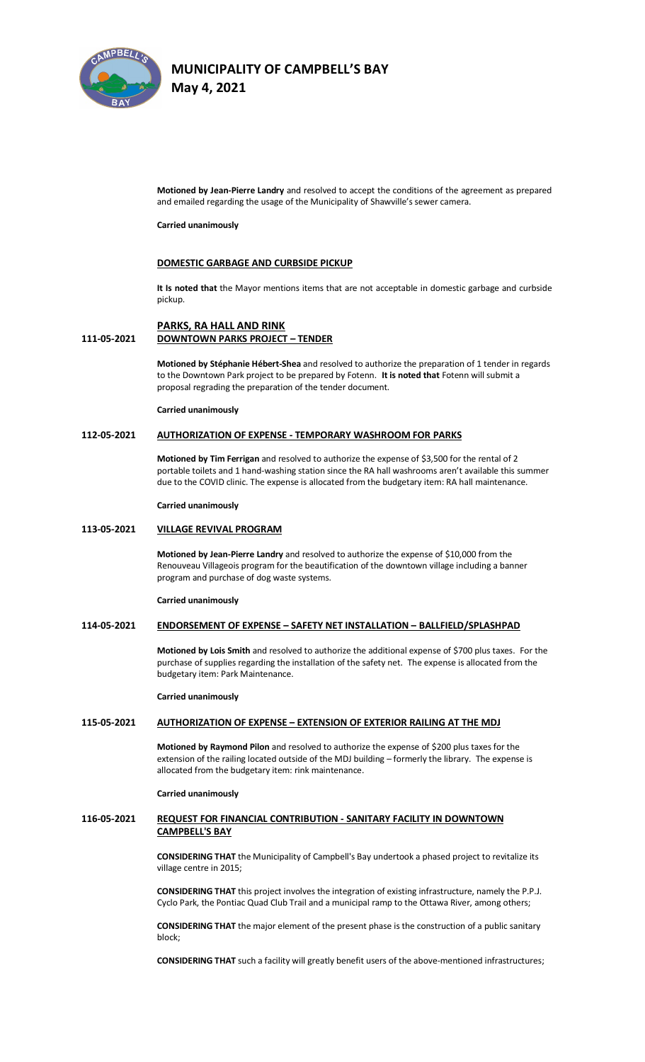**Motioned by Jean-Pierre Landry** and resolved to accept the conditions of the agreement as prepared and emailed regarding the usage of the Municipality of Shawville's sewer camera.

**Carried unanimously**

### DOMESTIC GARBAGE AND CURBSIDE PICKUP

**It Is noted that** the Mayor mentions items that are not acceptable in domestic garbage and curbside pickup.

### PARKS, RA HALL AND RINK

### 111-05-2021 DOWNTOWN PARKS PROJECT – TENDER

**Motioned by Stéphanie Hébert-Shea** and resolved to authorize the preparation of 1 tender in regards to the Downtown Park project to be prepared by Fotenn. **It is noted that** Fotenn will submit a proposal regrading the preparation of the tender document.

**Carried unanimously**

### 112-05-2021 AUTHORIZATION OF EXPENSE - TEMPORARY WASHROOM FOR PARKS

**Motioned by Tim Ferrigan** and resolved to authorize the expense of $3,500 for the rental of 2 portable toilets and 1 hand-washing station since the RA hall washrooms aren't available this summer due to the COVID clinic. The expense is allocated from the budgetary item: RA hall maintenance.

**Carried unanimously**

### 113-05-2021 VILLAGE REVIVAL PROGRAM

**Motioned by Jean-Pierre Landry** and resolved to authorize the expense of $10,000 from the Renouveau Villageois program for the beautification of the downtown village including a banner program and purchase of dog waste systems.

**Carried unanimously**

### 114-05-2021 ENDORSEMENT OF EXPENSE – SAFETY NET INSTALLATION – BALLFIELD/SPLASHPAD

**Motioned by Lois Smith** and resolved to authorize the additional expense of $700 plus taxes. For the purchase of supplies regarding the installation of the safety net. The expense is allocated from the budgetary item: Park Maintenance.

**Carried unanimously**

### 115-05-2021 AUTHORIZATION OF EXPENSE – EXTENSION OF EXTERIOR RAILING AT THE MDJ

**Motioned by Raymond Pilon** and resolved to authorize the expense of $200 plus taxes for the extension of the railing located outside of the MDJ building – formerly the library. The expense is allocated from the budgetary item: rink maintenance.

**Carried unanimously**

### 116-05-2021 REQUEST FOR FINANCIAL CONTRIBUTION - SANITARY FACILITY IN DOWNTOWN CAMPBELL'S BAY

**CONSIDERING THAT** the Municipality of Campbell's Bay undertook a phased project to revitalize its village centre in 2015;

**CONSIDERING THAT** this project involves the integration of existing infrastructure, namely the P.P.J. Cyclo Park, the Pontiac Quad Club Trail and a municipal ramp to the Ottawa River, among others;

**CONSIDERING THAT** the major element of the present phase is the construction of a public sanitary block;

**CONSIDERING THAT** such a facility will greatly benefit users of the above-mentioned infrastructures;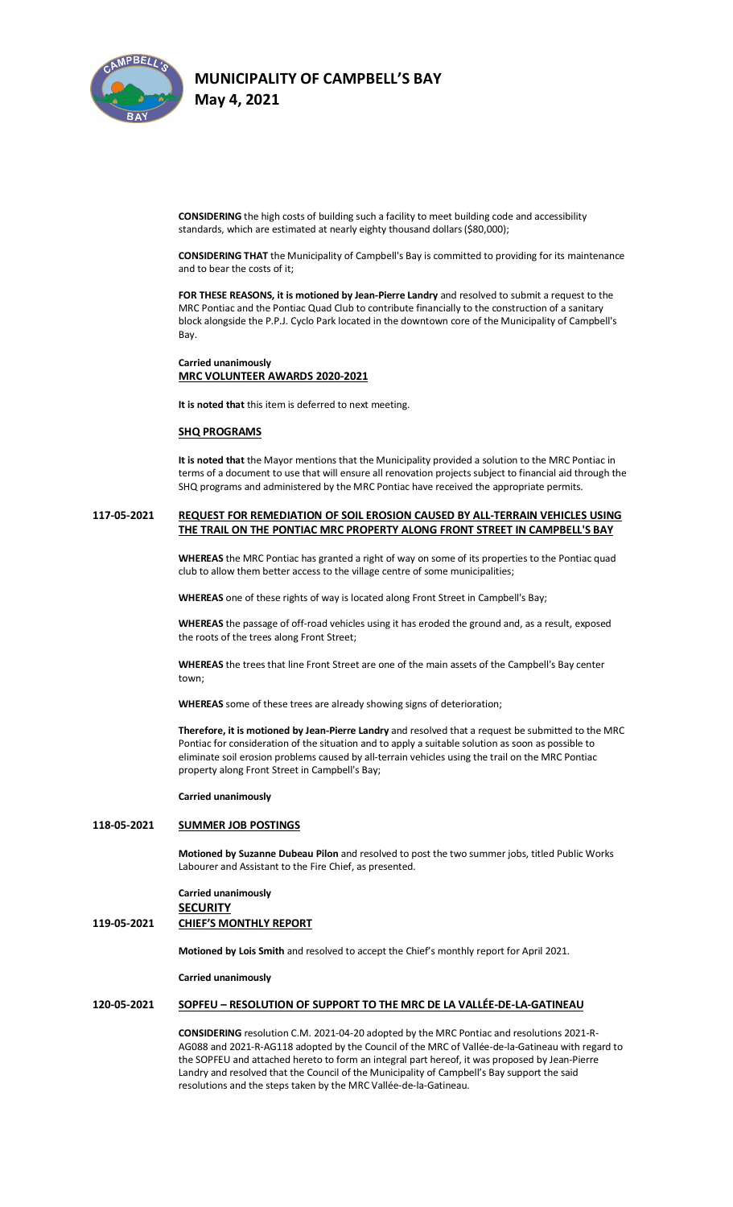**CONSIDERING** the high costs of building such a facility to meet building code and accessibility standards, which are estimated at nearly eighty thousand dollars ($80,000);

**CONSIDERING THAT** the Municipality of Campbell's Bay is committed to providing for its maintenance and to bear the costs of it;

**FOR THESE REASONS, it is motioned by Jean-Pierre Landry** and resolved to submit a request to the MRC Pontiac and the Pontiac Quad Club to contribute financially to the construction of a sanitary block alongside the P.P.J. Cyclo Park located in the downtown core of the Municipality of Campbell's Bay.

**Carried unanimously**

**MRC VOLUNTEER AWARDS 2020-2021**

**It is noted that** this item is deferred to next meeting.

**SHQ PROGRAMS**

**It is noted that** the Mayor mentions that the Municipality provided a solution to the MRC Pontiac in terms of a document to use that will ensure all renovation projects subject to financial aid through the SHQ programs and administered by the MRC Pontiac have received the appropriate permits.

**117-05-2021 REQUEST FOR REMEDIATION OF SOIL EROSION CAUSED BY ALL-TERRAIN VEHICLES USING THE TRAIL ON THE PONTIAC MRC PROPERTY ALONG FRONT STREET IN CAMPBELL'S BAY**

**WHEREAS** the MRC Pontiac has granted a right of way on some of its properties to the Pontiac quad club to allow them better access to the village centre of some municipalities;

**WHEREAS** one of these rights of way is located along Front Street in Campbell's Bay;

**WHEREAS** the passage of off-road vehicles using it has eroded the ground and, as a result, exposed the roots of the trees along Front Street;

**WHEREAS** the trees that line Front Street are one of the main assets of the Campbell's Bay center town;

**WHEREAS** some of these trees are already showing signs of deterioration;

**Therefore, it is motioned by Jean-Pierre Landry** and resolved that a request be submitted to the MRC Pontiac for consideration of the situation and to apply a suitable solution as soon as possible to eliminate soil erosion problems caused by all-terrain vehicles using the trail on the MRC Pontiac property along Front Street in Campbell's Bay;

**Carried unanimously**

**118-05-2021 SUMMER JOB POSTINGS**

**Motioned by Suzanne Dubeau Pilon** and resolved to post the two summer jobs, titled Public Works Labourer and Assistant to the Fire Chief, as presented.

**Carried unanimously**

**SECURITY**

**119-05-2021 CHIEF'S MONTHLY REPORT**

**Motioned by Lois Smith** and resolved to accept the Chief's monthly report for April 2021.

**Carried unanimously**

**120-05-2021 SOPFEU – RESOLUTION OF SUPPORT TO THE MRC DE LA VALLÉE-DE-LA-GATINEAU**

**CONSIDERING** resolution C.M. 2021-04-20 adopted by the MRC Pontiac and resolutions 2021-R-AG088 and 2021-R-AG118 adopted by the Council of the MRC of Vallée-de-la-Gatineau with regard to the SOPFEU and attached hereto to form an integral part hereof, it was proposed by Jean-Pierre Landry and resolved that the Council of the Municipality of Campbell's Bay support the said resolutions and the steps taken by the MRC Vallée-de-la-Gatineau.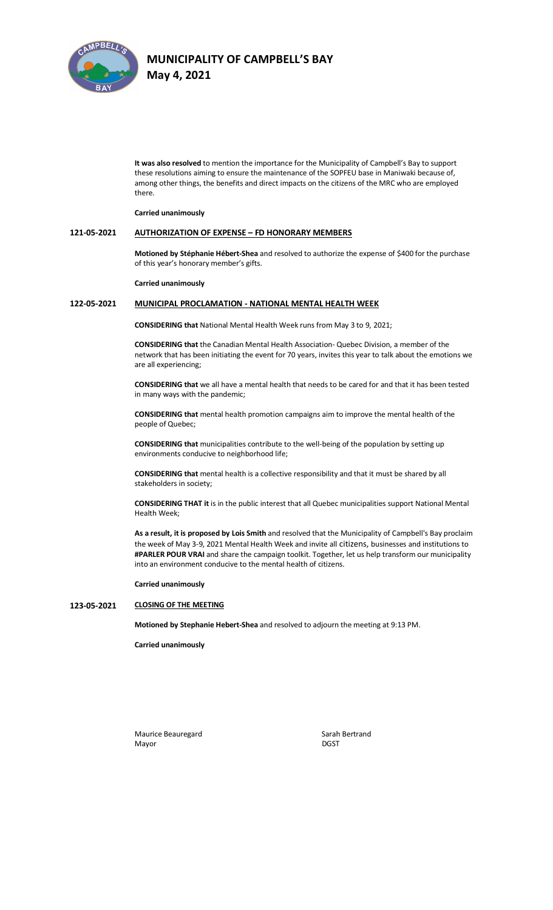**It was also resolved** to mention the importance for the Municipality of Campbell's Bay to support these resolutions aiming to ensure the maintenance of the SOPFEU base in Maniwaki because of, among other things, the benefits and direct impacts on the citizens of the MRC who are employed there.

**Carried unanimously**

## 121-05-2021 AUTHORIZATION OF EXPENSE – FD HONORARY MEMBERS

**Motioned by Stéphanie Hébert-Shea** and resolved to authorize the expense of $400 for the purchase of this year's honorary member's gifts.

**Carried unanimously**

## 122-05-2021 MUNICIPAL PROCLAMATION - NATIONAL MENTAL HEALTH WEEK

**CONSIDERING that** National Mental Health Week runs from May 3 to 9, 2021;

**CONSIDERING that** the Canadian Mental Health Association- Quebec Division, a member of the network that has been initiating the event for 70 years, invites this year to talk about the emotions we are all experiencing;

**CONSIDERING that** we all have a mental health that needs to be cared for and that it has been tested in many ways with the pandemic;

**CONSIDERING that** mental health promotion campaigns aim to improve the mental health of the people of Quebec;

**CONSIDERING that** municipalities contribute to the well-being of the population by setting up environments conducive to neighborhood life;

**CONSIDERING that** mental health is a collective responsibility and that it must be shared by all stakeholders in society;

**CONSIDERING THAT it** is in the public interest that all Quebec municipalities support National Mental Health Week;

**As a result, it is proposed by Lois Smith** and resolved that the Municipality of Campbell's Bay proclaim the week of May 3-9, 2021 Mental Health Week and invite all citizens, businesses and institutions to **#PARLER POUR VRAI** and share the campaign toolkit. Together, let us help transform our municipality into an environment conducive to the mental health of citizens.

**Carried unanimously**

## 123-05-2021 CLOSING OF THE MEETING

**Motioned by Stephanie Hebert-Shea** and resolved to adjourn the meeting at 9:13 PM.

**Carried unanimously**

Maurice Beauregard
Mayor

Sarah Bertrand
DGST